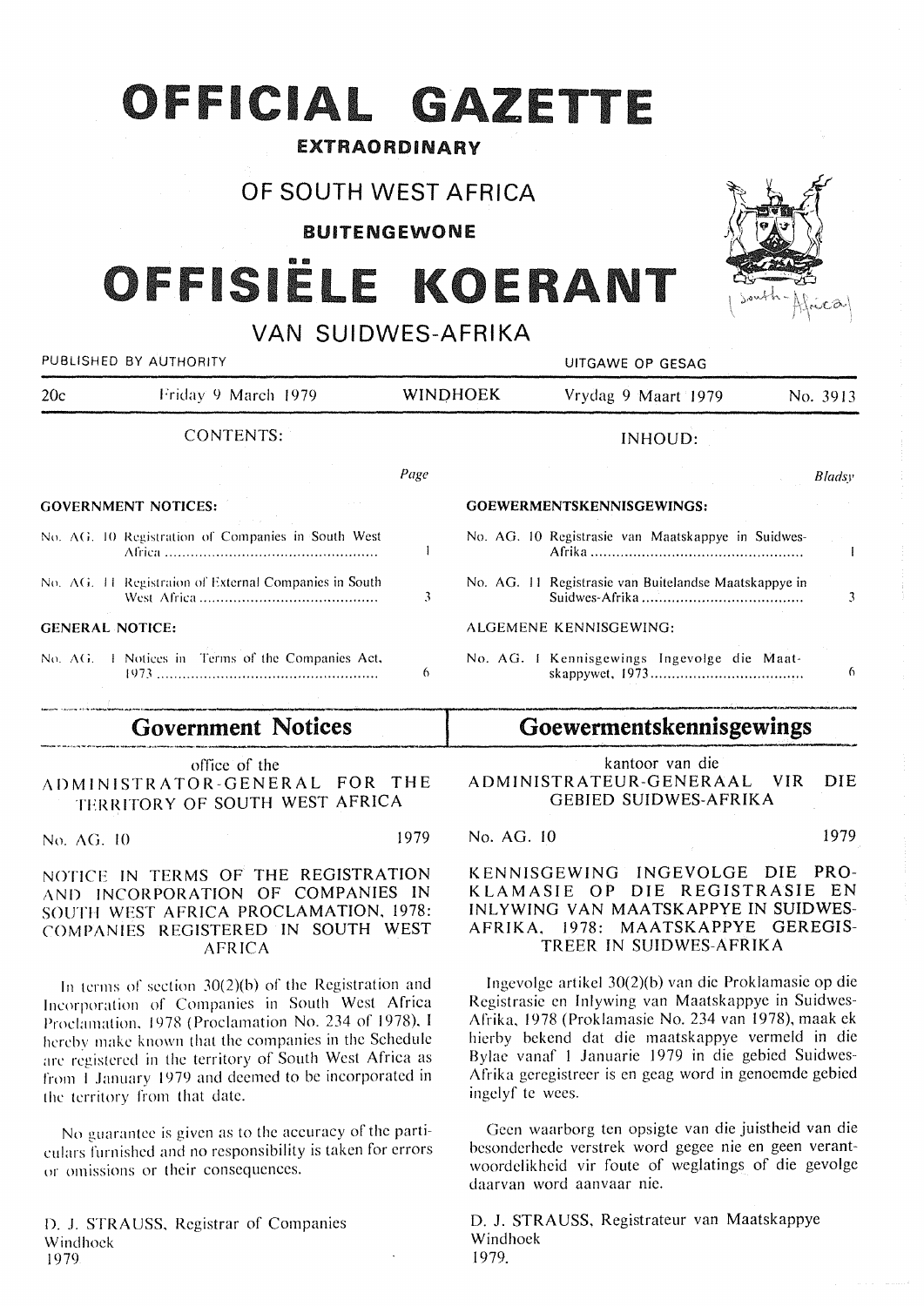# OFFICIAL GAZETTE

**EXTRAORDINARY**

## OF SOUTH WEST AFRICA

**BUITENGEWONE**

# OFFISIËLE KOERANT

## VAN SUIDWES-AFRIKA

PUBLISHED BY AUTHORITY — UITGAWE OP GESAG

20c — Friday 9 March 1979 — WINDHOEK — Vrydag 9 Maart 1979 — No. 3913

| CONTENTS: | Page |
|---|---|
| **GOVERNMENT NOTICES:** | |
| No. AG. 10 Registration of Companies in South West Africa | 1 |
| No. AG. 11 Registraion of External Companies in South West Africa | 3 |
| **GENERAL NOTICE:** | |
| No. AG. 1 Notices in Terms of the Companies Act, 1973 | 6 |

| INHOUD: | Bladsy |
|---|---|
| **GOEWERMENTSKENNISGEWINGS:** | |
| No. AG. 10 Registrasie van Maatskappye in Suidwes-Afrika | 1 |
| No. AG. 11 Registrasie van Buitelandse Maatskappye in Suidwes-Afrika | 3 |
| ALGEMENE KENNISGEWING: | |
| No. AG. 1 Kennisgewings Ingevolge die Maatskappywet, 1973 | 6 |

## Government Notices

office of the
ADMINISTRATOR-GENERAL FOR THE TERRITORY OF SOUTH WEST AFRICA

No. AG. 10 — 1979

NOTICE IN TERMS OF THE REGISTRATION AND INCORPORATION OF COMPANIES IN SOUTH WEST AFRICA PROCLAMATION, 1978: COMPANIES REGISTERED IN SOUTH WEST AFRICA

In terms of section 30(2)(b) of the Registration and Incorporation of Companies in South West Africa Proclamation, 1978 (Proclamation No. 234 of 1978), I hereby make known that the companies in the Schedule are registered in the territory of South West Africa as from 1 January 1979 and deemed to be incorporated in the territory from that date.

No guarantee is given as to the accuracy of the particulars furnished and no responsibility is taken for errors or omissions or their consequences.

D. J. STRAUSS, Registrar of Companies
Windhoek
1979

## Goewermentskennisgewings

kantoor van die
ADMINISTRATEUR-GENERAAL VIR DIE GEBIED SUIDWES-AFRIKA

No. AG. 10 — 1979

KENNISGEWING INGEVOLGE DIE PROKLAMASIE OP DIE REGISTRASIE EN INLYWING VAN MAATSKAPPYE IN SUIDWES-AFRIKA, 1978: MAATSKAPPYE GEREGISTREER IN SUIDWES-AFRIKA

Ingevolge artikel 30(2)(b) van die Proklamasie op die Registrasie en Inlywing van Maatskappye in Suidwes-Afrika, 1978 (Proklamasie No. 234 van 1978), maak ek hierby bekend dat die maatskappye vermeld in die Bylae vanaf 1 Januarie 1979 in die gebied Suidwes-Afrika geregistreer is en geag word in genoemde gebied ingelyf te wees.

Geen waarborg ten opsigte van die juistheid van die besonderhede verstrek word gegee nie en geen verantwoordelikheid vir foute of weglatings of die gevolge daarvan word aanvaar nie.

D. J. STRAUSS, Registrateur van Maatskappye
Windhoek
1979.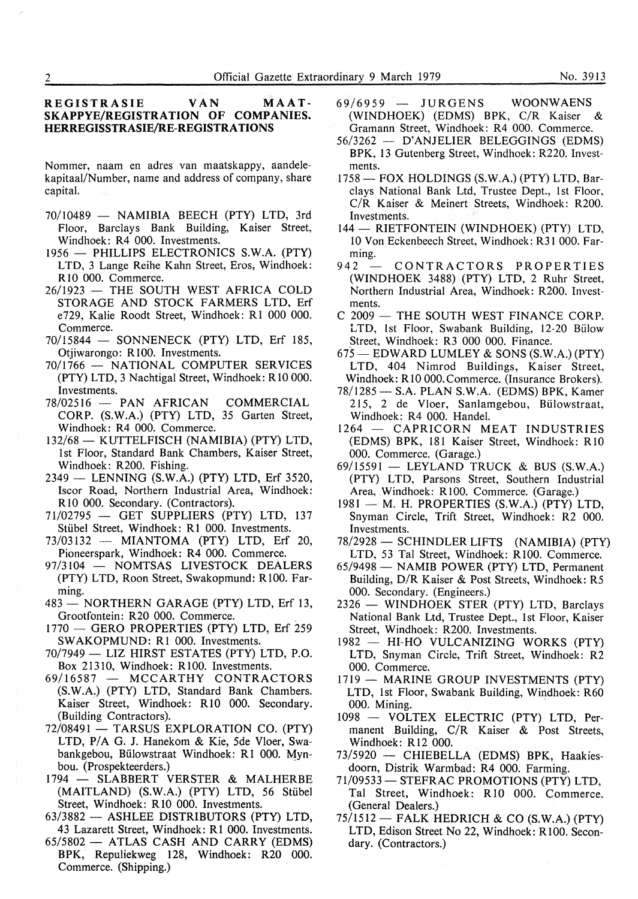## REGISTRASIE VAN MAATSKAPPYE/REGISTRATION OF COMPANIES. HERREGISSTRASIE/RE-REGISTRATIONS

Nommer, naam en adres van maatskappy, aandelekapitaal/Number, name and address of company, share capital.

70/10489 — NAMIBIA BEECH (PTY) LTD, 3rd Floor, Barclays Bank Building, Kaiser Street, Windhoek: R4 000. Investments.

1956 — PHILLIPS ELECTRONICS S.W.A. (PTY) LTD, 3 Lange Reihe Kahn Street, Eros, Windhoek: R10 000. Commerce.

26/1923 — THE SOUTH WEST AFRICA COLD STORAGE AND STOCK FARMERS LTD, Erf e729, Kalie Roodt Street, Windhoek: R1 000 000. Commerce.

70/15844 — SONNENECK (PTY) LTD, Erf 185, Otjiwarongo: R100. Investments.

70/1766 — NATIONAL COMPUTER SERVICES (PTY) LTD, 3 Nachtigal Street, Windhoek: R10 000. Investments.

78/02516 — PAN AFRICAN COMMERCIAL CORP. (S.W.A.) (PTY) LTD, 35 Garten Street, Windhoek: R4 000. Commerce.

132/68 — KUTTELFISCH (NAMIBIA) (PTY) LTD, 1st Floor, Standard Bank Chambers, Kaiser Street, Windhoek: R200. Fishing.

2349 — LENNING (S.W.A.) (PTY) LTD, Erf 3520, Iscor Road, Northern Industrial Area, Windhoek: R10 000. Secondary. (Contractors).

71/02795 — GET SUPPLIERS (PTY) LTD, 137 Stübel Street, Windhoek: R1 000. Investments.

73/03132 — MIANTOMA (PTY) LTD, Erf 20, Pioneerspark, Windhoek: R4 000. Commerce.

97/3104 — NOMTSAS LIVESTOCK DEALERS (PTY) LTD, Roon Street, Swakopmund: R100. Farming.

483 — NORTHERN GARAGE (PTY) LTD, Erf 13, Grootfontein: R20 000. Commerce.

1770 — GERO PROPERTIES (PTY) LTD, Erf 259 SWAKOPMUND: R1 000. Investments.

70/7949 — LIZ HIRST ESTATES (PTY) LTD, P.O. Box 21310, Windhoek: R100. Investments.

69/16587 — MCCARTHY CONTRACTORS (S.W.A.) (PTY) LTD, Standard Bank Chambers. Kaiser Street, Windhoek: R10 000. Secondary. (Building Contractors).

72/08491 — TARSUS EXPLORATION CO. (PTY) LTD, P/A G. J. Hanekom & Kie, 5de Vloer, Swabankgebou, Bülowstraat Windhoek: R1 000. Mynbou. (Prospekteerders.)

1794 — SLABBERT VERSTER & MALHERBE (MAITLAND) (S.W.A.) (PTY) LTD, 56 Stübel Street, Windhoek: R10 000. Investments.

63/3882 — ASHLEE DISTRIBUTORS (PTY) LTD, 43 Lazarett Street, Windhoek: R1 000. Investments.

65/5802 — ATLAS CASH AND CARRY (EDMS) BPK, Repuliekweg 128, Windhoek: R20 000. Commerce. (Shipping.)

69/6959 — JURGENS WOONWAENS (WINDHOEK) (EDMS) BPK, C/R Kaiser & Gramann Street, Windhoek: R4 000. Commerce.

56/3262 — D'ANJELIER BELEGGINGS (EDMS) BPK, 13 Gutenberg Street, Windhoek: R220. Investments.

1758 — FOX HOLDINGS (S.W.A.) (PTY) LTD, Barclays National Bank Ltd, Trustee Dept., 1st Floor, C/R Kaiser & Meinert Streets, Windhoek: R200. Investments.

144 — RIETFONTEIN (WINDHOEK) (PTY) LTD, 10 Von Eckenbeech Street, Windhoek: R31 000. Farming.

942 — CONTRACTORS PROPERTIES (WINDHOEK 3488) (PTY) LTD, 2 Ruhr Street, Northern Industrial Area, Windhoek: R200. Investments.

C 2009 — THE SOUTH WEST FINANCE CORP. LTD, 1st Floor, Swabank Building, 12-20 Bülow Street, Windhoek: R3 000 000. Finance.

675 — EDWARD LUMLEY & SONS (S.W.A.) (PTY) LTD, 404 Nimrod Buildings, Kaiser Street, Windhoek: R10 000. Commerce. (Insurance Brokers).

78/1285 — S.A. PLAN S.W.A. (EDMS) BPK, Kamer 215, 2 de Vloer, Sanlamgebou, Bülowstraat, Windhoek: R4 000. Handel.

1264 — CAPRICORN MEAT INDUSTRIES (EDMS) BPK, 181 Kaiser Street, Windhoek: R10 000. Commerce. (Garage.)

69/15591 — LEYLAND TRUCK & BUS (S.W.A.) (PTY) LTD, Parsons Street, Southern Industrial Area, Windhoek: R100. Commerce. (Garage.)

1981 — M. H. PROPERTIES (S.W.A.) (PTY) LTD, Snyman Circle, Trift Street, Windhoek: R2 000. Investments.

78/2928 — SCHINDLER LIFTS (NAMIBIA) (PTY) LTD, 53 Tal Street, Windhoek: R100. Commerce.

65/9498 — NAMIB POWER (PTY) LTD, Permanent Building, D/R Kaiser & Post Streets, Windhoek: R5 000. Secondary. (Engineers.)

2326 — WINDHOEK STER (PTY) LTD, Barclays National Bank Ltd, Trustee Dept., 1st Floor, Kaiser Street, Windhoek: R200. Investments.

1982 — HI-HO VULCANIZING WORKS (PTY) LTD, Snyman Circle, Trift Street, Windhoek: R2 000. Commerce.

1719 — MARINE GROUP INVESTMENTS (PTY) LTD, 1st Floor, Swabank Building, Windhoek: R60 000. Mining.

1098 — VOLTEX ELECTRIC (PTY) LTD, Permanent Building, C/R Kaiser & Post Streets, Windhoek: R12 000.

73/5920 — CHIEBELLA (EDMS) BPK, Haakiesdoorn, Distrik Warmbad: R4 000. Farming.

71/09533 — STEFRAC PROMOTIONS (PTY) LTD, Tal Street, Windhoek: R10 000. Commerce. (General Dealers.)

75/1512 — FALK HEDRICH & CO (S.W.A.) (PTY) LTD, Edison Street No 22, Windhoek: R100. Secondary. (Contractors.)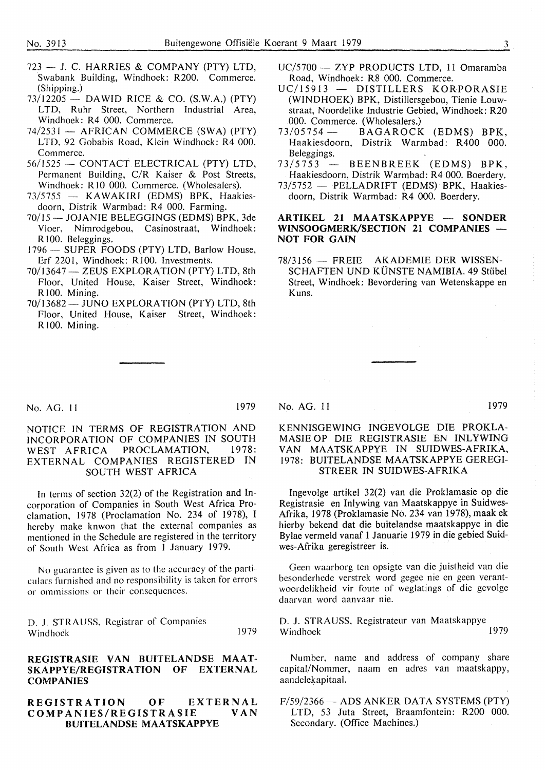723 — J. C. HARRIES & COMPANY (PTY) LTD, Swabank Building, Windhoek: R200. Commerce. (Shipping.)

73/12205 — DAWID RICE & CO. (S.W.A.) (PTY) LTD, Ruhr Street, Northern Industrial Area, Windhoek: R4 000. Commerce.

74/2531 — AFRICAN COMMERCE (SWA) (PTY) LTD, 92 Gobabis Road, Klein Windhoek: R4 000. Commerce.

56/1525 — CONTACT ELECTRICAL (PTY) LTD, Permanent Building, C/R Kaiser & Post Streets, Windhoek: R10 000. Commerce. (Wholesalers).

73/5755 — KAWAKIRI (EDMS) BPK, Haakiesdoorn, Distrik Warmbad: R4 000. Farming.

70/15 — JOJANIE BELEGGINGS (EDMS) BPK, 3de Vloer, Nimrodgebou, Casinostraat, Windhoek: R100. Beleggings.

1796 — SUPER FOODS (PTY) LTD, Barlow House, Erf 2201, Windhoek: R100. Investments.

70/13647 — ZEUS EXPLORATION (PTY) LTD, 8th Floor, United House, Kaiser Street, Windhoek: R100. Mining.

70/13682 — JUNO EXPLORATION (PTY) LTD, 8th Floor, United House, Kaiser Street, Windhoek: R100. Mining.

UC/5700 — ZYP PRODUCTS LTD, 11 Omaramba Road, Windhoek: R8 000. Commerce.

UC/15913 — DISTILLERS KORPORASIE (WINDHOEK) BPK, Distillersgebou, Tienie Louwstraat, Noordelike Industrie Gebied, Windhoek: R20 000. Commerce. (Wholesalers.)

73/05754 — BAGAROCK (EDMS) BPK, Haakiesdoorn, Distrik Warmbad: R400 000. Beleggings.

73/5753 — BEENBREEK (EDMS) BPK, Haakiesdoorn, Distrik Warmbad: R4 000. Boerdery.

73/5752 — PELLADRIFT (EDMS) BPK, Haakiesdoorn, Distrik Warmbad: R4 000. Boerdery.

## ARTIKEL 21 MAATSKAPPYE — SONDER WINSOOGMERK/SECTION 21 COMPANIES — NOT FOR GAIN

78/3156 — FREIE AKADEMIE DER WISSENSCHAFTEN UND KÜNSTE NAMIBIA. 49 Stübel Street, Windhoek: Bevordering van Wetenskappe en Kuns.

---

No. AG. 11 1979

## NOTICE IN TERMS OF REGISTRATION AND INCORPORATION OF COMPANIES IN SOUTH WEST AFRICA PROCLAMATION, 1978: EXTERNAL COMPANIES REGISTERED IN SOUTH WEST AFRICA

In terms of section 32(2) of the Registration and Incorporation of Companies in South West Africa Proclamation, 1978 (Proclamation No. 234 of 1978), I hereby make knwon that the external companies as mentioned in the Schedule are registered in the territory of South West Africa as from 1 January 1979.

No guarantee is given as to the accuracy of the particulars furnished and no responsibility is taken for errors or ommissions or their consequences.

D. J. STRAUSS, Registrar of Companies
Windhoek 1979

No. AG. 11 1979

## KENNISGEWING INGEVOLGE DIE PROKLAMASIE OP DIE REGISTRASIE EN INLYWING VAN MAATSKAPPYE IN SUIDWES-AFRIKA, 1978: BUITELANDSE MAATSKAPPYE GEREGISTREER IN SUIDWES-AFRIKA

Ingevolge artikel 32(2) van die Proklamasie op die Registrasie en Inlywing van Maatskappye in Suidwes-Afrika, 1978 (Proklamasie No. 234 van 1978), maak ek hierby bekend dat die buitelandse maatskappye in die Bylae vermeld vanaf 1 Januarie 1979 in die gebied Suidwes-Afrika geregistreer is.

Geen waarborg ten opsigte van die juistheid van die besonderhede verstrek word gegee nie en geen verantwoordelikheid vir foute of weglatings of die gevolge daarvan word aanvaar nie.

D. J. STRAUSS, Registrateur van Maatskappye
Windhoek 1979

## REGISTRASIE VAN BUITELANDSE MAATSKAPPYE/REGISTRATION OF EXTERNAL COMPANIES

## REGISTRATION OF EXTERNAL COMPANIES/REGISTRASIE VAN BUITELANDSE MAATSKAPPYE

Number, name and address of company share capital/Nommer, naam en adres van maatskappy, aandelekapitaal.

F/59/2366 — ADS ANKER DATA SYSTEMS (PTY) LTD, 53 Juta Street, Braamfontein: R200 000. Secondary. (Office Machines.)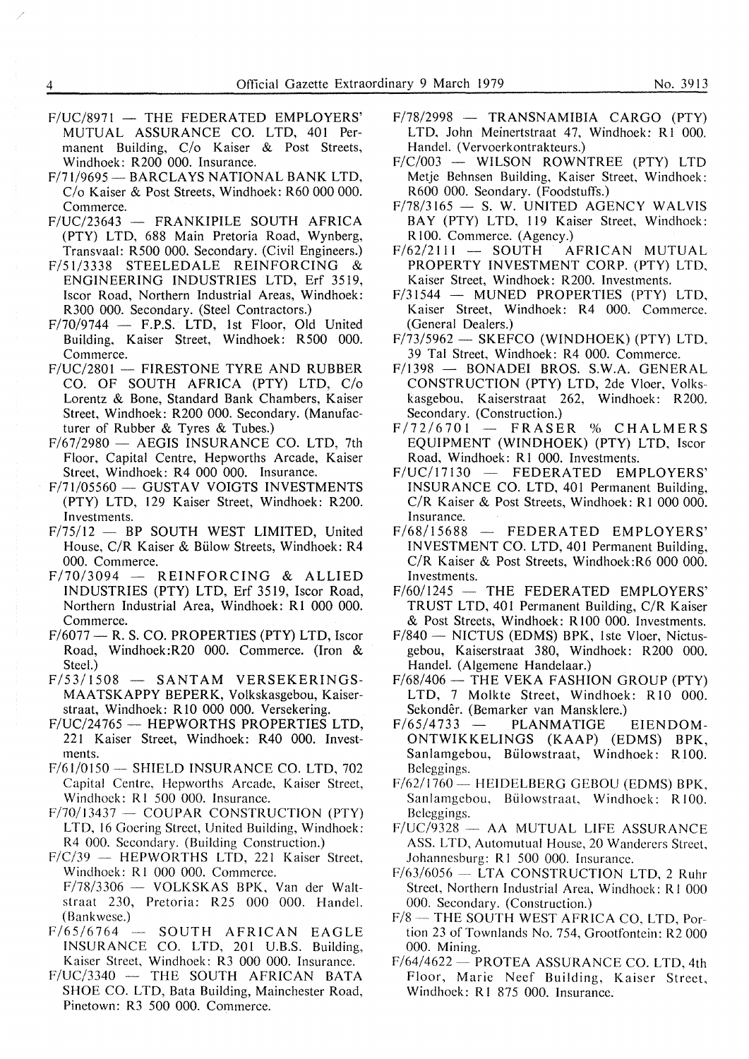F/UC/8971 — THE FEDERATED EMPLOYERS' MUTUAL ASSURANCE CO. LTD, 401 Permanent Building, C/o Kaiser & Post Streets, Windhoek: R200 000. Insurance.

F/71/9695 — BARCLAYS NATIONAL BANK LTD, C/o Kaiser & Post Streets, Windhoek: R60 000 000. Commerce.

F/UC/23643 — FRANKIPILE SOUTH AFRICA (PTY) LTD, 688 Main Pretoria Road, Wynberg, Transvaal: R500 000. Secondary. (Civil Engineers.)

F/51/3338 STEELEDALE REINFORCING & ENGINEERING INDUSTRIES LTD, Erf 3519, Iscor Road, Northern Industrial Areas, Windhoek: R300 000. Secondary. (Steel Contractors.)

F/70/9744 — F.P.S. LTD, 1st Floor, Old United Building, Kaiser Street, Windhoek: R500 000. Commerce.

F/UC/2801 — FIRESTONE TYRE AND RUBBER CO. OF SOUTH AFRICA (PTY) LTD, C/o Lorentz & Bone, Standard Bank Chambers, Kaiser Street, Windhoek: R200 000. Secondary. (Manufacturer of Rubber & Tyres & Tubes.)

F/67/2980 — AEGIS INSURANCE CO. LTD, 7th Floor, Capital Centre, Hepworths Arcade, Kaiser Street, Windhoek: R4 000 000. Insurance.

F/71/05560 — GUSTAV VOIGTS INVESTMENTS (PTY) LTD, 129 Kaiser Street, Windhoek: R200. Investments.

F/75/12 — BP SOUTH WEST LIMITED, United House, C/R Kaiser & Bülow Streets, Windhoek: R4 000. Commerce.

F/70/3094 — REINFORCING & ALLIED INDUSTRIES (PTY) LTD, Erf 3519, Iscor Road, Northern Industrial Area, Windhoek: R1 000 000. Commerce.

F/6077 — R. S. CO. PROPERTIES (PTY) LTD, Iscor Road, Windhoek:R20 000. Commerce. (Iron & Steel.)

F/53/1508 — SANTAM VERSEKERINGS-MAATSKAPPY BEPERK, Volkskasgebou, Kaiserstraat, Windhoek: R10 000 000. Versekering.

F/UC/24765 — HEPWORTHS PROPERTIES LTD, 221 Kaiser Street, Windhoek: R40 000. Investments.

F/61/0150 — SHIELD INSURANCE CO. LTD, 702 Capital Centre, Hepworths Arcade, Kaiser Street, Windhoek: R1 500 000. Insurance.

F/70/13437 — COUPAR CONSTRUCTION (PTY) LTD, 16 Goering Street, United Building, Windhoek: R4 000. Secondary. (Building Construction.)

F/C/39 — HEPWORTHS LTD, 221 Kaiser Street, Windhoek: R1 000 000. Commerce.

F/78/3306 — VOLKSKAS BPK, Van der Waltstraat 230, Pretoria: R25 000 000. Handel. (Bankwese.)

F/65/6764 — SOUTH AFRICAN EAGLE INSURANCE CO. LTD, 201 U.B.S. Building, Kaiser Street, Windhoek: R3 000 000. Insurance.

F/UC/3340 — THE SOUTH AFRICAN BATA SHOE CO. LTD, Bata Building, Mainchester Road, Pinetown: R3 500 000. Commerce.

F/78/2998 — TRANSNAMIBIA CARGO (PTY) LTD, John Meinertstraat 47, Windhoek: R1 000. Handel. (Vervoerkontrakteurs.)

F/C/003 — WILSON ROWNTREE (PTY) LTD Metje Behnsen Building, Kaiser Street, Windhoek: R600 000. Seondary. (Foodstuffs.)

F/78/3165 — S. W. UNITED AGENCY WALVIS BAY (PTY) LTD, 119 Kaiser Street, Windhoek: R100. Commerce. (Agency.)

F/62/2111 — SOUTH AFRICAN MUTUAL PROPERTY INVESTMENT CORP. (PTY) LTD, Kaiser Street, Windhoek: R200. Investments.

F/31544 — MUNED PROPERTIES (PTY) LTD, Kaiser Street, Windhoek: R4 000. Commerce. (General Dealers.)

F/73/5962 — SKEFCO (WINDHOEK) (PTY) LTD, 39 Tal Street, Windhoek: R4 000. Commerce.

F/1398 — BONADEI BROS. S.W.A. GENERAL CONSTRUCTION (PTY) LTD, 2de Vloer, Volkskasgebou, Kaiserstraat 262, Windhoek: R200. Secondary. (Construction.)

F/72/6701 — FRASER % CHALMERS EQUIPMENT (WINDHOEK) (PTY) LTD, Iscor Road, Windhoek: R1 000. Investments.

F/UC/17130 — FEDERATED EMPLOYERS' INSURANCE CO. LTD, 401 Permanent Building, C/R Kaiser & Post Streets, Windhoek: R1 000 000. Insurance.

F/68/15688 — FEDERATED EMPLOYERS' INVESTMENT CO. LTD, 401 Permanent Building, C/R Kaiser & Post Streets, Windhoek:R6 000 000. Investments.

F/60/1245 — THE FEDERATED EMPLOYERS' TRUST LTD, 401 Permanent Building, C/R Kaiser & Post Streets, Windhoek: R100 000. Investments.

F/840 — NICTUS (EDMS) BPK, 1ste Vloer, Nictusgebou, Kaiserstraat 380, Windhoek: R200 000. Handel. (Algemene Handelaar.)

F/68/406 — THE VEKA FASHION GROUP (PTY) LTD, 7 Molkte Street, Windhoek: R10 000. Sekondêr. (Bemarker van Mansklere.)

F/65/4733 — PLANMATIGE EIENDOM-ONTWIKKELINGS (KAAP) (EDMS) BPK, Sanlamgebou, Bülowstraat, Windhoek: R100. Beleggings.

F/62/1760 — HEIDELBERG GEBOU (EDMS) BPK, Sanlamgebou, Bülowstraat, Windhoek: R100. Beleggings.

F/UC/9328 — AA MUTUAL LIFE ASSURANCE ASS. LTD, Automutual House, 20 Wanderers Street, Johannesburg: R1 500 000. Insurance.

F/63/6056 — LTA CONSTRUCTION LTD, 2 Ruhr Street, Northern Industrial Area, Windhoek: R1 000 000. Secondary. (Construction.)

F/8 — THE SOUTH WEST AFRICA CO, LTD, Portion 23 of Townlands No. 754, Grootfontein: R2 000 000. Mining.

F/64/4622 — PROTEA ASSURANCE CO. LTD, 4th Floor, Marie Neef Building, Kaiser Street, Windhoek: R1 875 000. Insurance.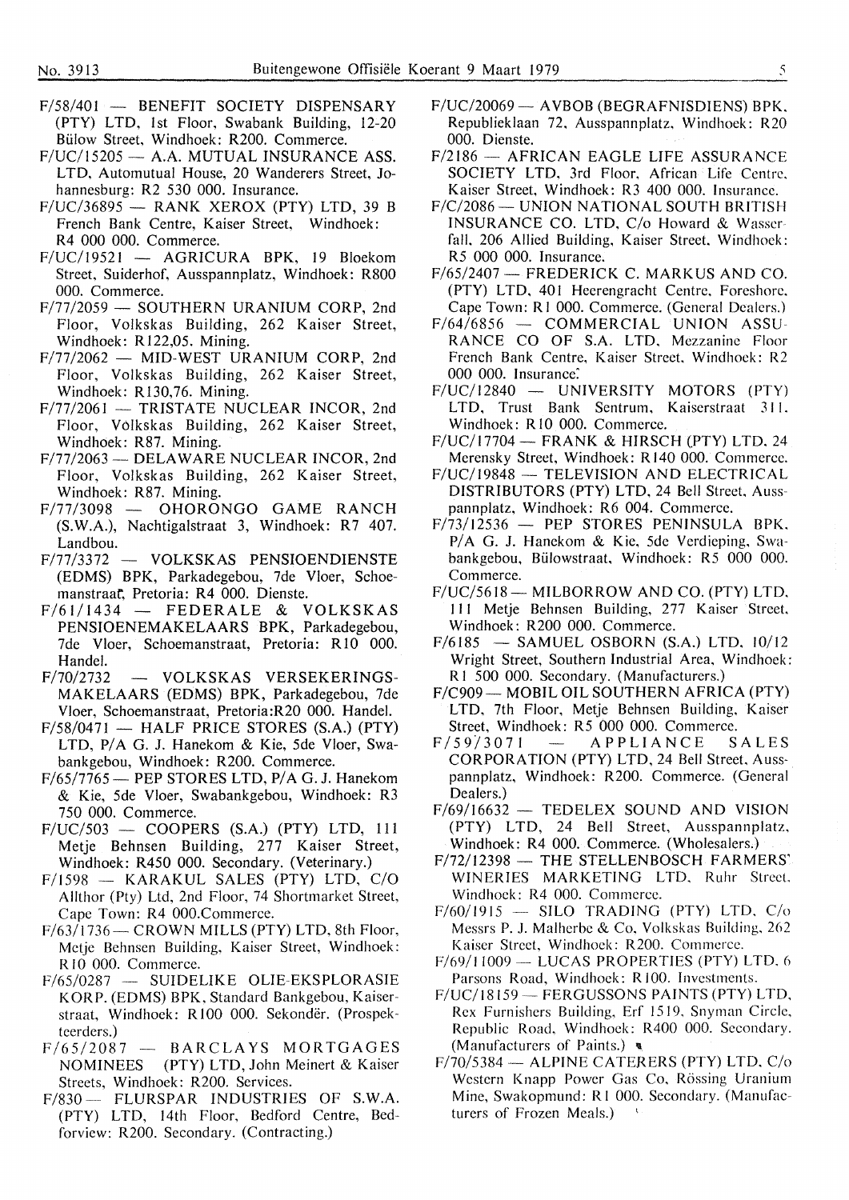F/58/401 — BENEFIT SOCIETY DISPENSARY (PTY) LTD, 1st Floor, Swabank Building, 12-20 Bülow Street, Windhoek: R200. Commerce.

F/UC/15205 — A.A. MUTUAL INSURANCE ASS. LTD, Automutual House, 20 Wanderers Street, Johannesburg: R2 530 000. Insurance.

F/UC/36895 — RANK XEROX (PTY) LTD, 39 B French Bank Centre, Kaiser Street, Windhoek: R4 000 000. Commerce.

F/UC/19521 — AGRICURA BPK, 19 Bloekom Street, Suiderhof, Ausspannplatz, Windhoek: R800 000. Commerce.

F/77/2059 — SOUTHERN URANIUM CORP, 2nd Floor, Volkskas Building, 262 Kaiser Street, Windhoek: R122,05. Mining.

F/77/2062 — MID-WEST URANIUM CORP, 2nd Floor, Volkskas Building, 262 Kaiser Street, Windhoek: R130,76. Mining.

F/77/2061 — TRISTATE NUCLEAR INCOR, 2nd Floor, Volkskas Building, 262 Kaiser Street, Windhoek: R87. Mining.

F/77/2063 — DELAWARE NUCLEAR INCOR, 2nd Floor, Volkskas Building, 262 Kaiser Street, Windhoek: R87. Mining.

F/77/3098 — OHORONGO GAME RANCH (S.W.A.), Nachtigalstraat 3, Windhoek: R7 407. Landbou.

F/77/3372 — VOLKSKAS PENSIOENDIENSTE (EDMS) BPK, Parkadegebou, 7de Vloer, Schoemanstraat, Pretoria: R4 000. Dienste.

F/61/1434 — FEDERALE & VOLKSKAS PENSIOENEMAKELAARS BPK, Parkadegebou, 7de Vloer, Schoemanstraat, Pretoria: R10 000. Handel.

F/70/2732 — VOLKSKAS VERSEKERINGS-MAKELAARS (EDMS) BPK, Parkadegebou, 7de Vloer, Schoemanstraat, Pretoria:R20 000. Handel.

F/58/0471 — HALF PRICE STORES (S.A.) (PTY) LTD, P/A G. J. Hanekom & Kie, 5de Vloer, Swabankgebou, Windhoek: R200. Commerce.

F/65/7765 — PEP STORES LTD, P/A G. J. Hanekom & Kie, 5de Vloer, Swabankgebou, Windhoek: R3 750 000. Commerce.

F/UC/503 — COOPERS (S.A.) (PTY) LTD, 111 Metje Behnsen Building, 277 Kaiser Street, Windhoek: R450 000. Secondary. (Veterinary.)

F/1598 — KARAKUL SALES (PTY) LTD, C/O Allthor (Pty) Ltd, 2nd Floor, 74 Shortmarket Street, Cape Town: R4 000.Commerce.

F/63/1736 — CROWN MILLS (PTY) LTD, 8th Floor, Metje Behnsen Building, Kaiser Street, Windhoek: R10 000. Commerce.

F/65/0287 — SUIDELIKE OLIE-EKSPLORASIE KORP. (EDMS) BPK, Standard Bankgebou, Kaiserstraat, Windhoek: R100 000. Sekondêr. (Prospekteerders.)

F/65/2087 — BARCLAYS MORTGAGES NOMINEES (PTY) LTD, John Meinert & Kaiser Streets, Windhoek: R200. Services.

F/830 — FLURSPAR INDUSTRIES OF S.W.A. (PTY) LTD, 14th Floor, Bedford Centre, Bedforview: R200. Secondary. (Contracting.)

F/UC/20069 — AVBOB (BEGRAFNISDIENS) BPK, Republieklaan 72, Ausspannplatz, Windhoek: R20 000. Dienste.

F/2186 — AFRICAN EAGLE LIFE ASSURANCE SOCIETY LTD, 3rd Floor, African Life Centre, Kaiser Street, Windhoek: R3 400 000. Insurance.

F/C/2086 — UNION NATIONAL SOUTH BRITISH INSURANCE CO. LTD, C/o Howard & Wasserfall, 206 Allied Building, Kaiser Street, Windhoek: R5 000 000. Insurance.

F/65/2407 — FREDERICK C. MARKUS AND CO. (PTY) LTD, 401 Heerengracht Centre, Foreshore, Cape Town: R1 000. Commerce. (General Dealers.)

F/64/6856 — COMMERCIAL UNION ASSURANCE CO OF S.A. LTD, Mezzanine Floor French Bank Centre, Kaiser Street, Windhoek: R2 000 000. Insurance.

F/UC/12840 — UNIVERSITY MOTORS (PTY) LTD, Trust Bank Sentrum, Kaiserstraat 311, Windhoek: R10 000. Commerce.

F/UC/17704 — FRANK & HIRSCH (PTY) LTD, 24 Merensky Street, Windhoek: R140 000. Commerce.

F/UC/19848 — TELEVISION AND ELECTRICAL DISTRIBUTORS (PTY) LTD, 24 Bell Street, Ausspannplatz, Windhoek: R6 004. Commerce.

F/73/12536 — PEP STORES PENINSULA BPK, P/A G. J. Hanekom & Kie, 5de Verdieping, Swabankgebou, Bülowstraat, Windhoek: R5 000 000. Commerce.

F/UC/5618 — MILBORROW AND CO. (PTY) LTD, 111 Metje Behnsen Building, 277 Kaiser Street, Windhoek: R200 000. Commerce.

F/6185 — SAMUEL OSBORN (S.A.) LTD, 10/12 Wright Street, Southern Industrial Area, Windhoek: R1 500 000. Secondary. (Manufacturers.)

F/C909 — MOBIL OIL SOUTHERN AFRICA (PTY) LTD, 7th Floor, Metje Behnsen Building, Kaiser Street, Windhoek: R5 000 000. Commerce.

F/59/3071 — APPLIANCE SALES CORPORATION (PTY) LTD, 24 Bell Street, Ausspannplatz, Windhoek: R200. Commerce. (General Dealers.)

F/69/16632 — TEDELEX SOUND AND VISION (PTY) LTD, 24 Bell Street, Ausspannplatz, Windhoek: R4 000. Commerce. (Wholesalers.)

F/72/12398 — THE STELLENBOSCH FARMERS' WINERIES MARKETING LTD, Ruhr Street, Windhoek: R4 000. Commerce.

F/60/1915 — SILO TRADING (PTY) LTD, C/o Messrs P. J. Malherbe & Co, Volkskas Building, 262 Kaiser Street, Windhoek: R200. Commerce.

F/69/11009 — LUCAS PROPERTIES (PTY) LTD, 6 Parsons Road, Windhoek: R100. Investments.

F/UC/18159 — FERGUSSONS PAINTS (PTY) LTD, Rex Furnishers Building, Erf 1519, Snyman Circle, Republic Road, Windhoek: R400 000. Secondary. (Manufacturers of Paints.)

F/70/5384 — ALPINE CATERERS (PTY) LTD, C/o Western Knapp Power Gas Co, Rössing Uranium Mine, Swakopmund: R1 000. Secondary. (Manufacturers of Frozen Meals.)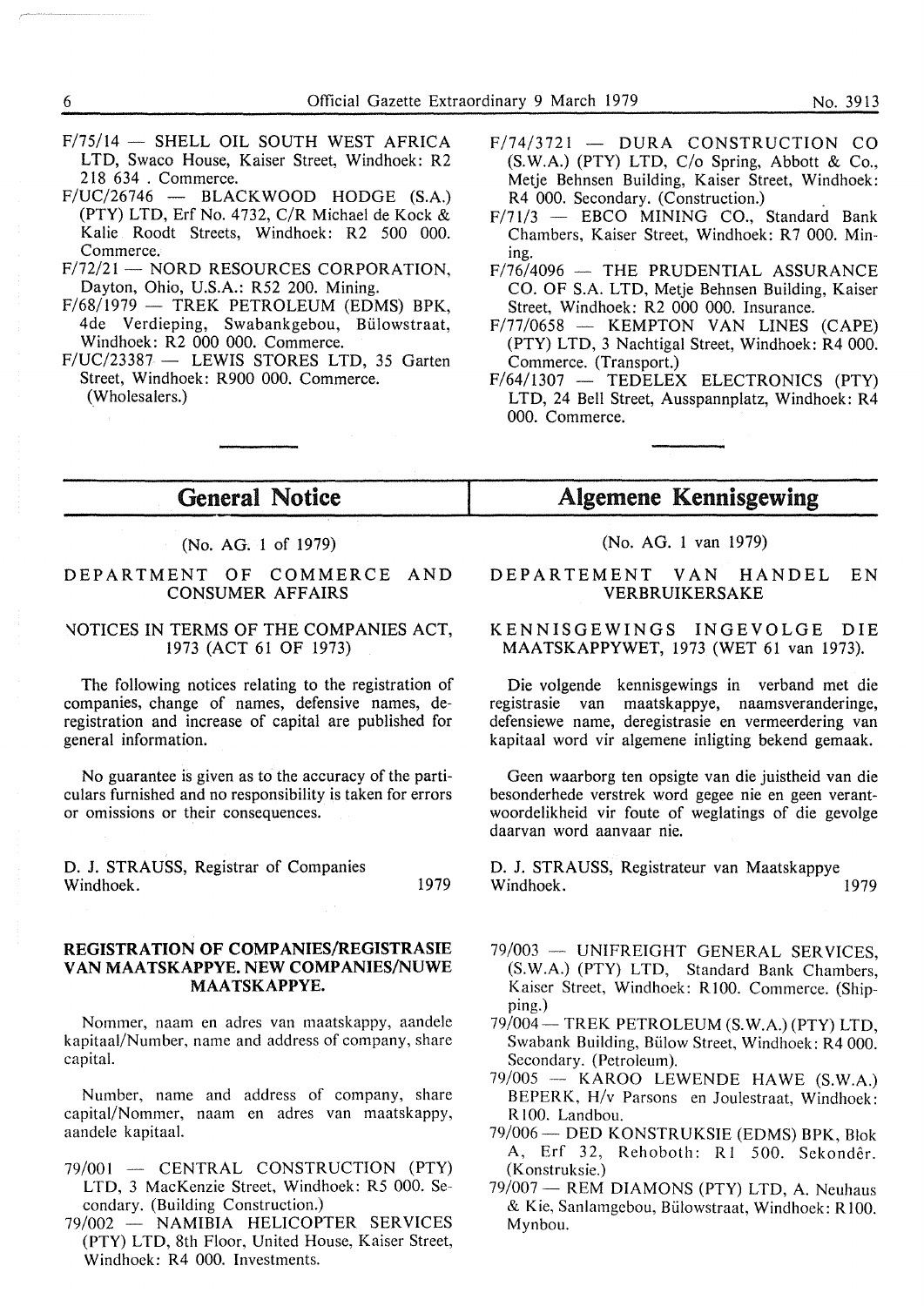F/75/14 — SHELL OIL SOUTH WEST AFRICA LTD, Swaco House, Kaiser Street, Windhoek: R2 218 634 . Commerce.

F/UC/26746 — BLACKWOOD HODGE (S.A.) (PTY) LTD, Erf No. 4732, C/R Michael de Kock & Kalie Roodt Streets, Windhoek: R2 500 000. Commerce.

F/72/21 — NORD RESOURCES CORPORATION, Dayton, Ohio, U.S.A.: R52 200. Mining.

F/68/1979 — TREK PETROLEUM (EDMS) BPK, 4de Verdieping, Swabankgebou, Bülowstraat, Windhoek: R2 000 000. Commerce.

F/UC/23387 — LEWIS STORES LTD, 35 Garten Street, Windhoek: R900 000. Commerce. (Wholesalers.)

F/74/3721 — DURA CONSTRUCTION CO (S.W.A.) (PTY) LTD, C/o Spring, Abbott & Co., Metje Behnsen Building, Kaiser Street, Windhoek: R4 000. Secondary. (Construction.)

F/71/3 — EBCO MINING CO., Standard Bank Chambers, Kaiser Street, Windhoek: R7 000. Mining.

F/76/4096 — THE PRUDENTIAL ASSURANCE CO. OF S.A. LTD, Metje Behnsen Building, Kaiser Street, Windhoek: R2 000 000. Insurance.

F/77/0658 — KEMPTON VAN LINES (CAPE) (PTY) LTD, 3 Nachtigal Street, Windhoek: R4 000. Commerce. (Transport.)

F/64/1307 — TEDELEX ELECTRONICS (PTY) LTD, 24 Bell Street, Ausspannplatz, Windhoek: R4 000. Commerce.

## General Notice

(No. AG. 1 of 1979)

DEPARTMENT OF COMMERCE AND CONSUMER AFFAIRS

NOTICES IN TERMS OF THE COMPANIES ACT, 1973 (ACT 61 OF 1973)

The following notices relating to the registration of companies, change of names, defensive names, deregistration and increase of capital are published for general information.

No guarantee is given as to the accuracy of the particulars furnished and no responsibility is taken for errors or omissions or their consequences.

D. J. STRAUSS, Registrar of Companies
Windhoek. 1979

## Algemene Kennisgewing

(No. AG. 1 van 1979)

DEPARTEMENT VAN HANDEL EN VERBRUIKERSAKE

KENNISGEWINGS INGEVOLGE DIE MAATSKAPPYWET, 1973 (WET 61 van 1973).

Die volgende kennisgewings in verband met die registrasie van maatskappye, naamsveranderinge, defensiewe name, deregistrasie en vermeerdering van kapitaal word vir algemene inligting bekend gemaak.

Geen waarborg ten opsigte van die juistheid van die besonderhede verstrek word gegee nie en geen verantwoordelikheid vir foute of weglatings of die gevolge daarvan word aanvaar nie.

D. J. STRAUSS, Registrateur van Maatskappye
Windhoek. 1979

### REGISTRATION OF COMPANIES/REGISTRASIE VAN MAATSKAPPYE. NEW COMPANIES/NUWE MAATSKAPPYE.

Nommer, naam en adres van maatskappy, aandele kapitaal/Number, name and address of company, share capital.

Number, name and address of company, share capital/Nommer, naam en adres van maatskappy, aandele kapitaal.

79/001 — CENTRAL CONSTRUCTION (PTY) LTD, 3 MacKenzie Street, Windhoek: R5 000. Secondary. (Building Construction.)

79/002 — NAMIBIA HELICOPTER SERVICES (PTY) LTD, 8th Floor, United House, Kaiser Street, Windhoek: R4 000. Investments.

79/003 — UNIFREIGHT GENERAL SERVICES, (S.W.A.) (PTY) LTD, Standard Bank Chambers, Kaiser Street, Windhoek: R100. Commerce. (Shipping.)

79/004 — TREK PETROLEUM (S.W.A.) (PTY) LTD, Swabank Building, Bülow Street, Windhoek: R4 000. Secondary. (Petroleum).

79/005 — KAROO LEWENDE HAWE (S.W.A.) BEPERK, H/v Parsons en Joulestraat, Windhoek: R100. Landbou.

79/006 — DED KONSTRUKSIE (EDMS) BPK, Blok A, Erf 32, Rehoboth: R1 500. Sekondêr. (Konstruksie.)

79/007 — REM DIAMONS (PTY) LTD, A. Neuhaus & Kie, Sanlamgebou, Bülowstraat, Windhoek: R100. Mynbou.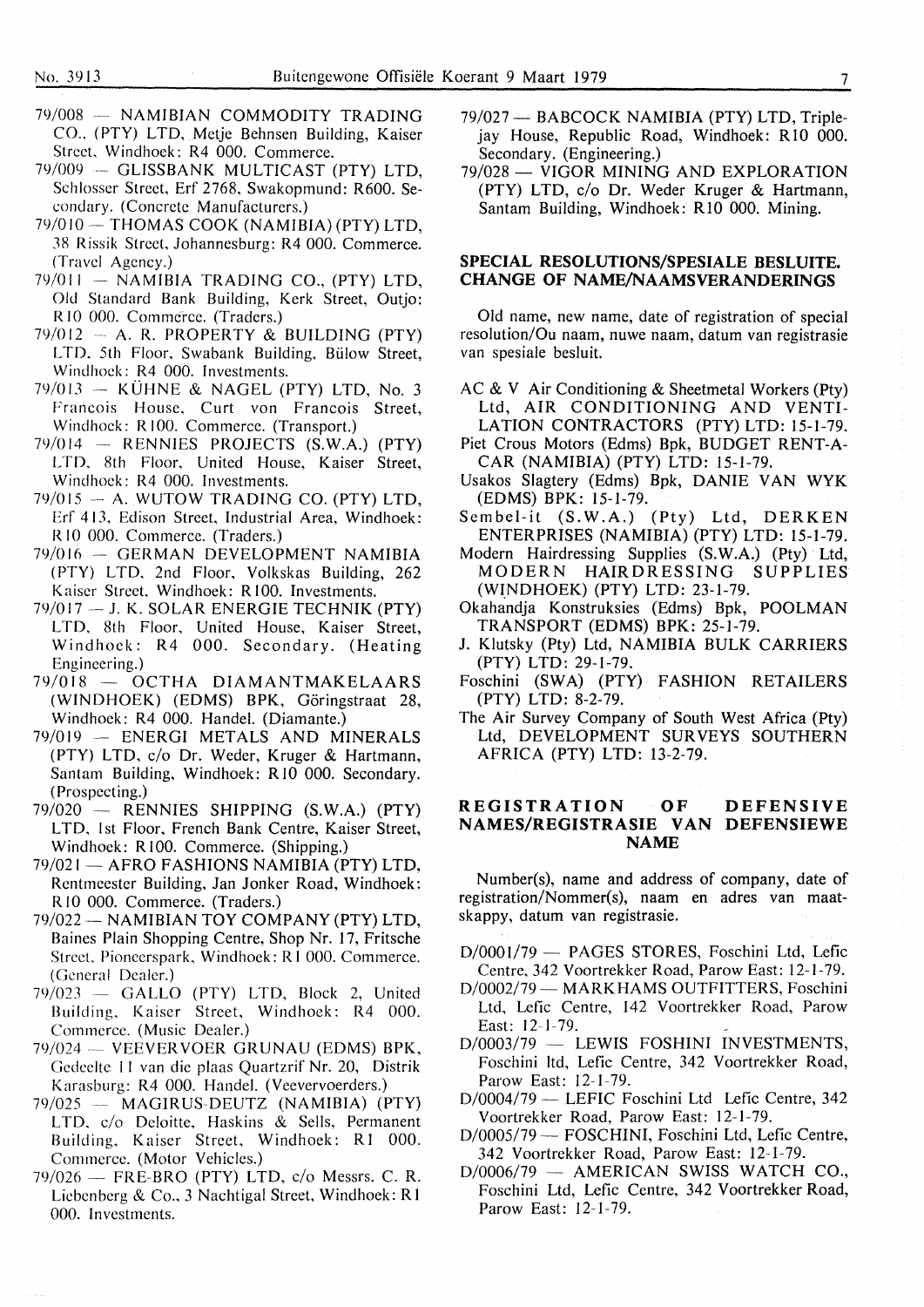79/008 — NAMIBIAN COMMODITY TRADING CO., (PTY) LTD, Metje Behnsen Building, Kaiser Street, Windhoek: R4 000. Commerce.

79/009 — GLISSBANK MULTICAST (PTY) LTD, Schlosser Street, Erf 2768, Swakopmund: R600. Secondary. (Concrete Manufacturers.)

79/010 — THOMAS COOK (NAMIBIA) (PTY) LTD, 38 Rissik Street, Johannesburg: R4 000. Commerce. (Travel Agency.)

79/011 — NAMIBIA TRADING CO., (PTY) LTD, Old Standard Bank Building, Kerk Street, Outjo: R10 000. Commerce. (Traders.)

79/012 — A. R. PROPERTY & BUILDING (PTY) LTD, 5th Floor, Swabank Building, Bülow Street, Windhoek: R4 000. Investments.

79/013 — KÜHNE & NAGEL (PTY) LTD, No. 3 Francois House, Curt von Francois Street, Windhoek: R100. Commerce. (Transport.)

79/014 — RENNIES PROJECTS (S.W.A.) (PTY) LTD, 8th Floor, United House, Kaiser Street, Windhoek: R4 000. Investments.

79/015 — A. WUTOW TRADING CO. (PTY) LTD, Erf 413, Edison Street, Industrial Area, Windhoek: R10 000. Commerce. (Traders.)

79/016 — GERMAN DEVELOPMENT NAMIBIA (PTY) LTD, 2nd Floor, Volkskas Building, 262 Kaiser Street, Windhoek: R100. Investments.

79/017 — J. K. SOLAR ENERGIE TECHNIK (PTY) LTD, 8th Floor, United House, Kaiser Street, Windhoek: R4 000. Secondary. (Heating Engineering.)

79/018 — OCTHA DIAMANTMAKELAARS (WINDHOEK) (EDMS) BPK, Göringstraat 28, Windhoek: R4 000. Handel. (Diamante.)

79/019 — ENERGI METALS AND MINERALS (PTY) LTD, c/o Dr. Weder, Kruger & Hartmann, Santam Building, Windhoek: R10 000. Secondary. (Prospecting.)

79/020 — RENNIES SHIPPING (S.W.A.) (PTY) LTD, 1st Floor, French Bank Centre, Kaiser Street, Windhoek: R100. Commerce. (Shipping.)

79/021 — AFRO FASHIONS NAMIBIA (PTY) LTD, Rentmeester Building, Jan Jonker Road, Windhoek: R10 000. Commerce. (Traders.)

79/022 — NAMIBIAN TOY COMPANY (PTY) LTD, Baines Plain Shopping Centre, Shop Nr. 17, Fritsche Street, Pioneerspark, Windhoek: R1 000. Commerce. (General Dealer.)

79/023 — GALLO (PTY) LTD, Block 2, United Building, Kaiser Street, Windhoek: R4 000. Commerce. (Music Dealer.)

79/024 — VEEVERVOER GRUNAU (EDMS) BPK, Gedeelte 11 van die plaas Quartzrif Nr. 20, Distrik Karasburg: R4 000. Handel. (Veevervoerders.)

79/025 — MAGIRUS-DEUTZ (NAMIBIA) (PTY) LTD, c/o Deloitte, Haskins & Sells, Permanent Building, Kaiser Street, Windhoek: R1 000. Commerce. (Motor Vehicles.)

79/026 — FRE-BRO (PTY) LTD, c/o Messrs. C. R. Liebenberg & Co., 3 Nachtigal Street, Windhoek: R1 000. Investments.

79/027 — BABCOCK NAMIBIA (PTY) LTD, Triplejay House, Republic Road, Windhoek: R10 000. Secondary. (Engineering.)

79/028 — VIGOR MINING AND EXPLORATION (PTY) LTD, c/o Dr. Weder Kruger & Hartmann, Santam Building, Windhoek: R10 000. Mining.

## SPECIAL RESOLUTIONS/SPESIALE BESLUITE. CHANGE OF NAME/NAAMSVERANDERINGS

Old name, new name, date of registration of special resolution/Ou naam, nuwe naam, datum van registrasie van spesiale besluit.

AC & V Air Conditioning & Sheetmetal Workers (Pty) Ltd, AIR CONDITIONING AND VENTILATION CONTRACTORS (PTY) LTD: 15-1-79.

Piet Crous Motors (Edms) Bpk, BUDGET RENT-A-CAR (NAMIBIA) (PTY) LTD: 15-1-79.

Usakos Slagtery (Edms) Bpk, DANIE VAN WYK (EDMS) BPK: 15-1-79.

Sembel-it (S.W.A.) (Pty) Ltd, DERKEN ENTERPRISES (NAMIBIA) (PTY) LTD: 15-1-79.

Modern Hairdressing Supplies (S.W.A.) (Pty) Ltd, MODERN HAIRDRESSING SUPPLIES (WINDHOEK) (PTY) LTD: 23-1-79.

Okahandja Konstruksies (Edms) Bpk, POOLMAN TRANSPORT (EDMS) BPK: 25-1-79.

J. Klutsky (Pty) Ltd, NAMIBIA BULK CARRIERS (PTY) LTD: 29-1-79.

Foschini (SWA) (PTY) FASHION RETAILERS (PTY) LTD: 8-2-79.

The Air Survey Company of South West Africa (Pty) Ltd, DEVELOPMENT SURVEYS SOUTHERN AFRICA (PTY) LTD: 13-2-79.

## REGISTRATION OF DEFENSIVE NAMES/REGISTRASIE VAN DEFENSIEWE NAME

Number(s), name and address of company, date of registration/Nommer(s), naam en adres van maatskappy, datum van registrasie.

D/0001/79 — PAGES STORES, Foschini Ltd, Lefic Centre, 342 Voortrekker Road, Parow East: 12-1-79.

D/0002/79 — MARKHAMS OUTFITTERS, Foschini Ltd, Lefic Centre, 142 Voortrekker Road, Parow East: 12-1-79.

D/0003/79 — LEWIS FOSHINI INVESTMENTS, Foschini ltd, Lefic Centre, 342 Voortrekker Road, Parow East: 12-1-79.

D/0004/79 — LEFIC Foschini Ltd Lefic Centre, 342 Voortrekker Road, Parow East: 12-1-79.

D/0005/79 — FOSCHINI, Foschini Ltd, Lefic Centre, 342 Voortrekker Road, Parow East: 12-1-79.

D/0006/79 — AMERICAN SWISS WATCH CO., Foschini Ltd, Lefic Centre, 342 Voortrekker Road, Parow East: 12-1-79.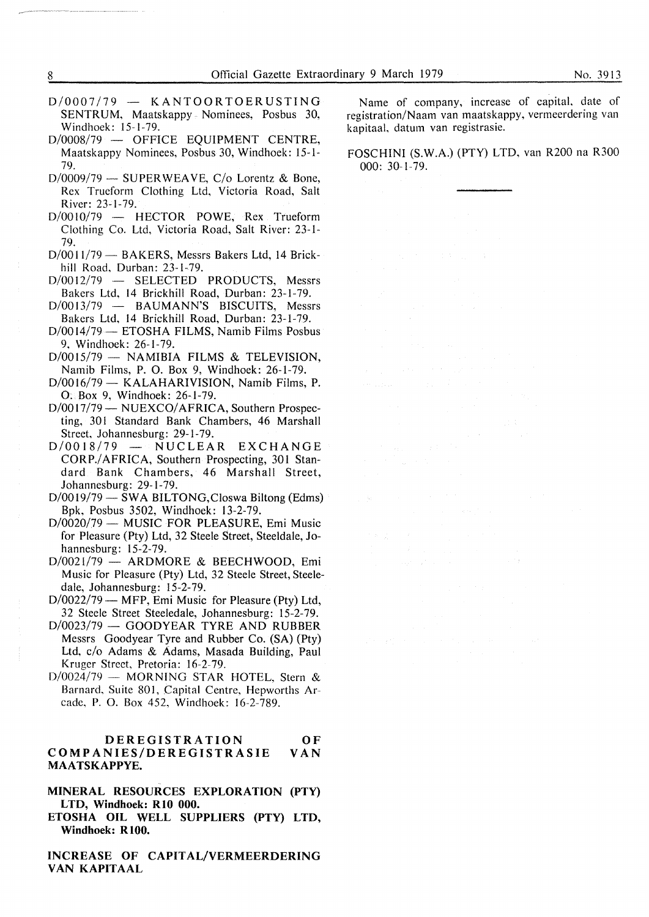D/0007/79 — KANTOORTOERUSTING SENTRUM, Maatskappy Nominees, Posbus 30, Windhoek: 15-1-79.

D/0008/79 — OFFICE EQUIPMENT CENTRE, Maatskappy Nominees, Posbus 30, Windhoek: 15-1-79.

D/0009/79 — SUPERWEAVE, C/o Lorentz & Bone, Rex Trueform Clothing Ltd, Victoria Road, Salt River: 23-1-79.

D/0010/79 — HECTOR POWE, Rex Trueform Clothing Co. Ltd, Victoria Road, Salt River: 23-1-79.

D/0011/79 — BAKERS, Messrs Bakers Ltd, 14 Brickhill Road, Durban: 23-1-79.

D/0012/79 — SELECTED PRODUCTS, Messrs Bakers Ltd, 14 Brickhill Road, Durban: 23-1-79.

D/0013/79 — BAUMANN'S BISCUITS, Messrs Bakers Ltd, 14 Brickhill Road, Durban: 23-1-79.

D/0014/79 — ETOSHA FILMS, Namib Films Posbus 9, Windhoek: 26-1-79.

D/0015/79 — NAMIBIA FILMS & TELEVISION, Namib Films, P. O. Box 9, Windhoek: 26-1-79.

D/0016/79 — KALAHARIVISION, Namib Films, P. O. Box 9, Windhoek: 26-1-79.

D/0017/79 — NUEXCO/AFRICA, Southern Prospecting, 301 Standard Bank Chambers, 46 Marshall Street, Johannesburg: 29-1-79.

D/0018/79 — NUCLEAR EXCHANGE CORP./AFRICA, Southern Prospecting, 301 Standard Bank Chambers, 46 Marshall Street, Johannesburg: 29-1-79.

D/0019/79 — SWA BILTONG, Closwa Biltong (Edms) Bpk, Posbus 3502, Windhoek: 13-2-79.

D/0020/79 — MUSIC FOR PLEASURE, Emi Music for Pleasure (Pty) Ltd, 32 Steele Street, Steeldale, Johannesburg: 15-2-79.

D/0021/79 — ARDMORE & BEECHWOOD, Emi Music for Pleasure (Pty) Ltd, 32 Steele Street, Steeledale, Johannesburg: 15-2-79.

D/0022/79 — MFP, Emi Music for Pleasure (Pty) Ltd, 32 Steele Street Steeledale, Johannesburg: 15-2-79.

D/0023/79 — GOODYEAR TYRE AND RUBBER Messrs Goodyear Tyre and Rubber Co. (SA) (Pty) Ltd, c/o Adams & Adams, Masada Building, Paul Kruger Street, Pretoria: 16-2-79.

D/0024/79 — MORNING STAR HOTEL, Stern & Barnard, Suite 801, Capital Centre, Hepworths Arcade, P. O. Box 452, Windhoek: 16-2-789.

## DEREGISTRATION OF COMPANIES/DEREGISTRASIE VAN MAATSKAPPYE.

**MINERAL RESOURCES EXPLORATION (PTY) LTD, Windhoek: R10 000.**

**ETOSHA OIL WELL SUPPLIERS (PTY) LTD, Windhoek: R100.**

## INCREASE OF CAPITAL/VERMEERDERING VAN KAPITAAL

Name of company, increase of capital, date of registration/Naam van maatskappy, vermeerdering van kapitaal, datum van registrasie.

FOSCHINI (S.W.A.) (PTY) LTD, van R200 na R300 000: 30-1-79.